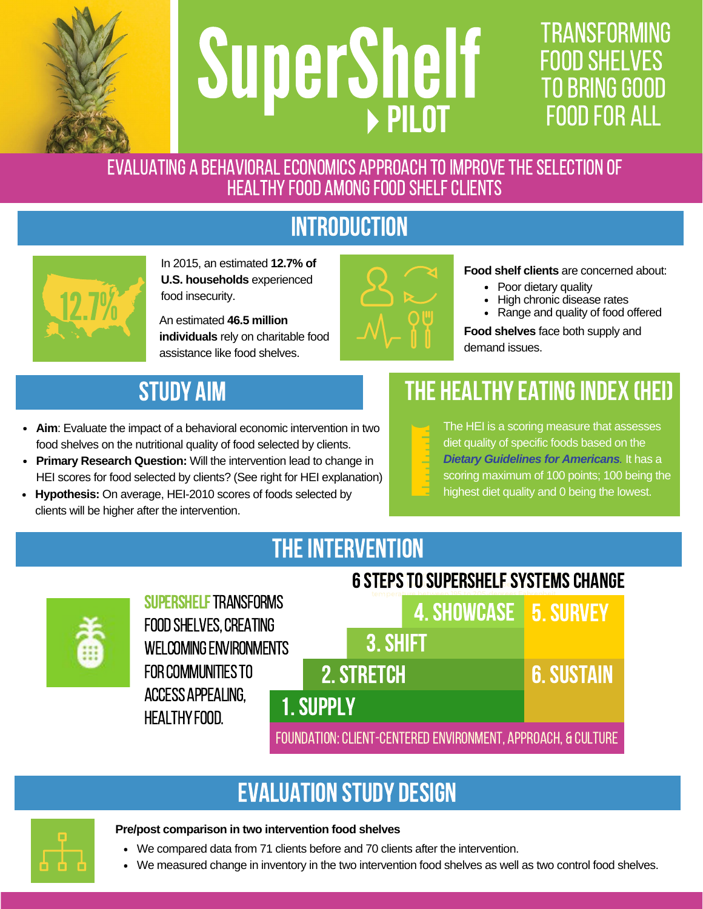# SuperShelf PILOT

## TRANSFORMING FOOD SHELVES TO BRING GOOD FOOD FOR ALL

### EVALUATING A BEHAVIORAL ECONOMICS APPROACH TO IMPROVE THE SELECTION OF HEALTHY FOOD AMONG FOOD SHELF CLIENTS

## INTRODUCTION

12.7%

In 2015, an estimated **12.7% of U.S. households** experienced food insecurity.

An estimated **46.5 million individuals** rely on charitable food assistance like food shelves.

**Food shelf clients** are concerned about:

- Poor dietary quality
- High chronic disease rates
- Range and quality of food offered

**Food shelves** face both supply and demand issues.

## STUDY AIM

- **Aim**: Evaluate the impact of a behavioral economic intervention in two food shelves on the nutritional quality of food selected by clients.
- **Primary Research Question:** Will the intervention lead to change in HEI scores for food selected by clients? (See right for HEI explanation)
- **Hypothesis:** On average, HEI-2010 scores of foods selected by clients will be higher after the intervention.

## THE HEALTHY EATING INDEX (HEI)

The HEI is a scoring measure that assesses diet quality of specific foods based on the ***Dietary Guidelines for Americans***. It has a scoring maximum of 100 points; 100 being the highest diet quality and 0 being the lowest.

## THE INTERVENTION

SUPERSHELF TRANSFORMS FOOD SHELVES, CREATING WELCOMING ENVIRONMENTS FOR COMMUNITIES TO ACCESS APPEALING, HEALTHY FOOD.

### 6 STEPS TO SUPERSHELF SYSTEMS CHANGE

1. SUPPLY
2. STRETCH
3. SHIFT
4. SHOWCASE
5. SURVEY
6. SUSTAIN

FOUNDATION: CLIENT-CENTERED ENVIRONMENT, APPROACH, & CULTURE

## EVALUATION STUDY DESIGN

**Pre/post comparison in two intervention food shelves**

- We compared data from 71 clients before and 70 clients after the intervention.
- We measured change in inventory in the two intervention food shelves as well as two control food shelves.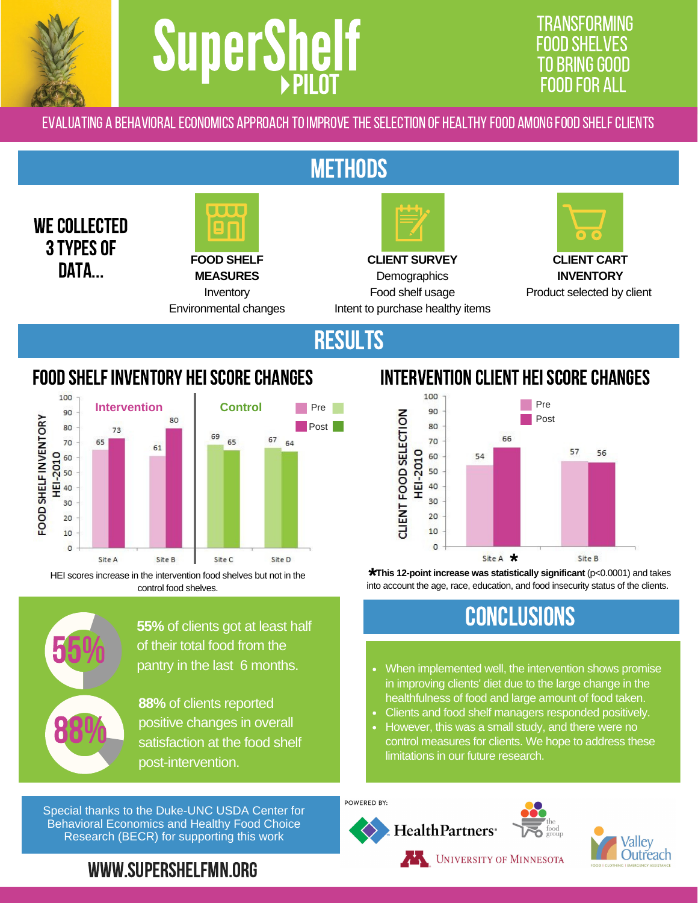# SuperShelf PILOT

TRANSFORMING FOOD SHELVES TO BRING GOOD FOOD FOR ALL

EVALUATING A BEHAVIORAL ECONOMICS APPROACH TO IMPROVE THE SELECTION OF HEALTHY FOOD AMONG FOOD SHELF CLIENTS

## METHODS

WE COLLECTED 3 TYPES OF DATA...

**FOOD SHELF MEASURES**
Inventory
Environmental changes

**CLIENT SURVEY**
Demographics
Food shelf usage
Intent to purchase healthy items

**CLIENT CART INVENTORY**
Product selected by client

## RESULTS

### FOOD SHELF INVENTORY HEI SCORE CHANGES

FOOD SHELF INVENTORY HEI-2010

Intervention
Control
Pre
Post

100
90
80
70
60
50
40
30
20
10
0

65 73
61 80
69 65
67 64

Site A
Site B
Site C
Site D

HEI scores increase in the intervention food shelves but not in the control food shelves.

### INTERVENTION CLIENT HEI SCORE CHANGES

CLIENT FOOD SELECTION HEI-2010

Pre
Post

100
90
80
70
60
50
40
30
20
10
0

54 66
57 56

Site A *
Site B

***This 12-point increase was statistically significant** ($p<0.0001$) and takes into account the age, race, education, and food insecurity status of the clients.

55%

**55%** of clients got at least half of their total food from the pantry in the last 6 months.

88%

**88%** of clients reported positive changes in overall satisfaction at the food shelf post-intervention.

## CONCLUSIONS

- When implemented well, the intervention shows promise in improving clients' diet due to the large change in the healthfulness of food and large amount of food taken.
- Clients and food shelf managers responded positively.
- However, this was a small study, and there were no control measures for clients. We hope to address these limitations in our future research.

Special thanks to the Duke-UNC USDA Center for Behavioral Economics and Healthy Food Choice Research (BECR) for supporting this work

WWW.SUPERSHELFMN.ORG

POWERED BY:

HealthPartners

the food group

University of Minnesota

Valley Outreach
FOOD | CLOTHING | EMERGENCY ASSISTANCE